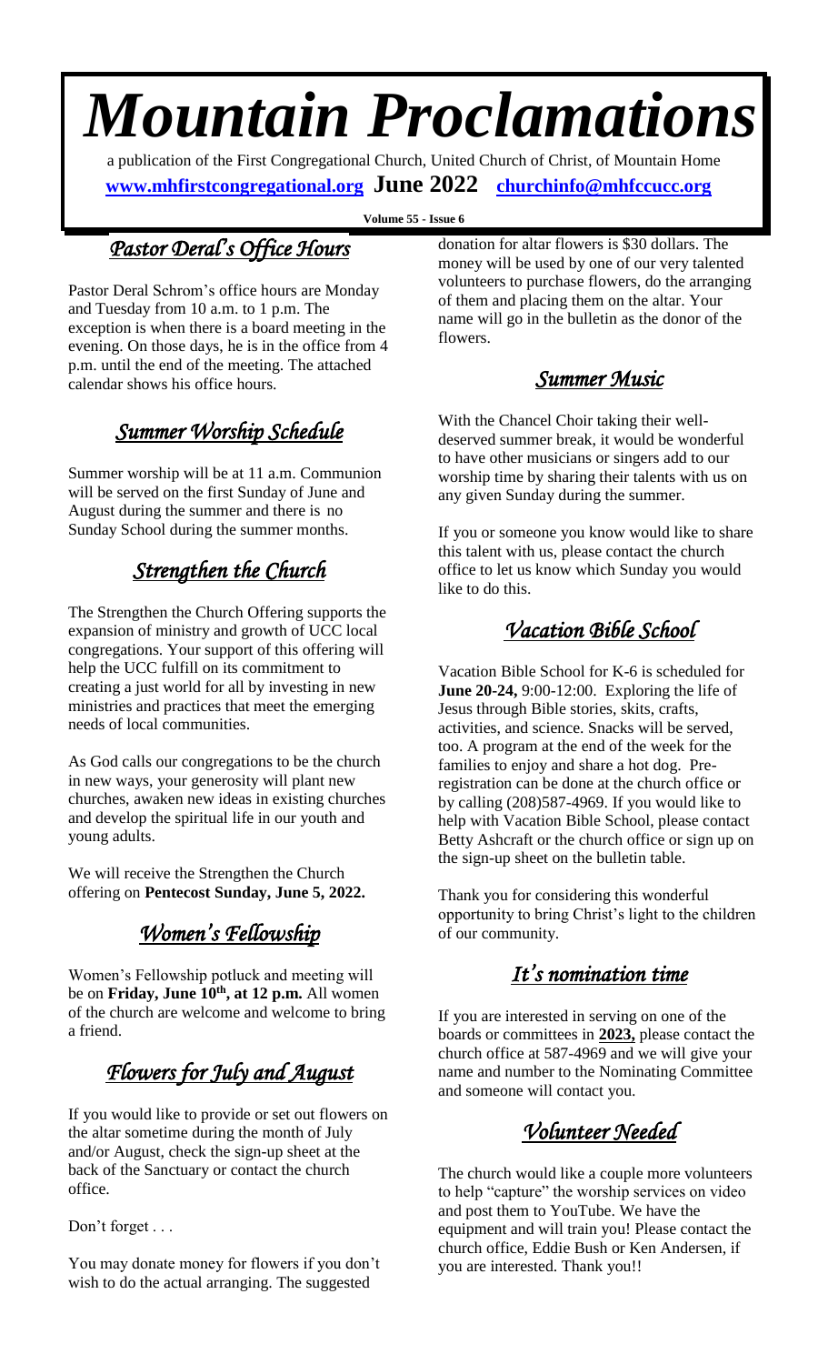# *Mountain Proclamations*

a publication of the First Congregational Church, United Church of Christ, of Mountain Home

**www.mhfirstcongregational.org** **June 2022** **churchinfo@mhfccucc.org**

**Volume 55 - Issue 6**

## *Pastor Deral's Office Hours*

Pastor Deral Schrom's office hours are Monday and Tuesday from 10 a.m. to 1 p.m. The exception is when there is a board meeting in the evening. On those days, he is in the office from 4 p.m. until the end of the meeting. The attached calendar shows his office hours.

## *Summer Worship Schedule*

Summer worship will be at 11 a.m. Communion will be served on the first Sunday of June and August during the summer and there is no Sunday School during the summer months.

## *Strengthen the Church*

The Strengthen the Church Offering supports the expansion of ministry and growth of UCC local congregations. Your support of this offering will help the UCC fulfill on its commitment to creating a just world for all by investing in new ministries and practices that meet the emerging needs of local communities.

As God calls our congregations to be the church in new ways, your generosity will plant new churches, awaken new ideas in existing churches and develop the spiritual life in our youth and young adults.

We will receive the Strengthen the Church offering on **Pentecost Sunday, June 5, 2022.**

## *Women's Fellowship*

Women's Fellowship potluck and meeting will be on **Friday, June 10th, at 12 p.m.** All women of the church are welcome and welcome to bring a friend.

## *Flowers for July and August*

If you would like to provide or set out flowers on the altar sometime during the month of July and/or August, check the sign-up sheet at the back of the Sanctuary or contact the church office.

Don't forget . . .

You may donate money for flowers if you don't wish to do the actual arranging. The suggested donation for altar flowers is $30 dollars. The money will be used by one of our very talented volunteers to purchase flowers, do the arranging of them and placing them on the altar. Your name will go in the bulletin as the donor of the flowers.

## *Summer Music*

With the Chancel Choir taking their well-deserved summer break, it would be wonderful to have other musicians or singers add to our worship time by sharing their talents with us on any given Sunday during the summer.

If you or someone you know would like to share this talent with us, please contact the church office to let us know which Sunday you would like to do this.

## *Vacation Bible School*

Vacation Bible School for K-6 is scheduled for **June 20-24,** 9:00-12:00. Exploring the life of Jesus through Bible stories, skits, crafts, activities, and science. Snacks will be served, too. A program at the end of the week for the families to enjoy and share a hot dog. Pre-registration can be done at the church office or by calling (208)587-4969. If you would like to help with Vacation Bible School, please contact Betty Ashcraft or the church office or sign up on the sign-up sheet on the bulletin table.

Thank you for considering this wonderful opportunity to bring Christ's light to the children of our community.

## *It's nomination time*

If you are interested in serving on one of the boards or committees in **2023,** please contact the church office at 587-4969 and we will give your name and number to the Nominating Committee and someone will contact you.

## *Volunteer Needed*

The church would like a couple more volunteers to help "capture" the worship services on video and post them to YouTube. We have the equipment and will train you! Please contact the church office, Eddie Bush or Ken Andersen, if you are interested. Thank you!!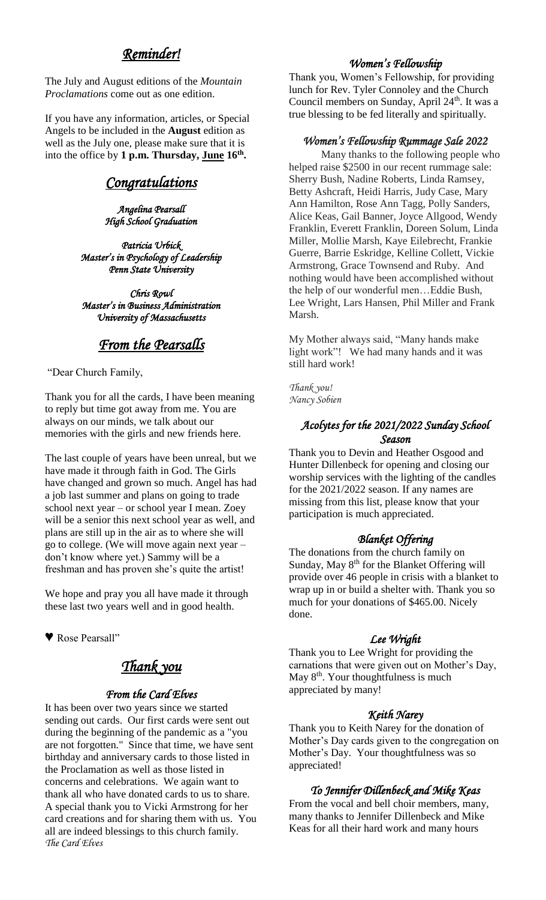## *Reminder!*

The July and August editions of the *Mountain Proclamations* come out as one edition.

If you have any information, articles, or Special Angels to be included in the **August** edition as well as the July one, please make sure that it is into the office by **1 p.m. Thursday, June 16th.**

## *Congratulations*

*Angelina Pearsall*
*High School Graduation*

*Patricia Urbick*
*Master's in Psychology of Leadership*
*Penn State University*

*Chris Rowl*
*Master's in Business Administration*
*University of Massachusetts*

## *From the Pearsalls*

"Dear Church Family,

Thank you for all the cards, I have been meaning to reply but time got away from me. You are always on our minds, we talk about our memories with the girls and new friends here.

The last couple of years have been unreal, but we have made it through faith in God. The Girls have changed and grown so much. Angel has had a job last summer and plans on going to trade school next year – or school year I mean. Zoey will be a senior this next school year as well, and plans are still up in the air as to where she will go to college. (We will move again next year – don't know where yet.) Sammy will be a freshman and has proven she's quite the artist!

We hope and pray you all have made it through these last two years well and in good health.

♥ Rose Pearsall"

## *Thank you*

### *From the Card Elves*

It has been over two years since we started sending out cards. Our first cards were sent out during the beginning of the pandemic as a "you are not forgotten." Since that time, we have sent birthday and anniversary cards to those listed in the Proclamation as well as those listed in concerns and celebrations. We again want to thank all who have donated cards to us to share. A special thank you to Vicki Armstrong for her card creations and for sharing them with us. You all are indeed blessings to this church family.
*The Card Elves*

### *Women's Fellowship*

Thank you, Women's Fellowship, for providing lunch for Rev. Tyler Connoley and the Church Council members on Sunday, April 24th. It was a true blessing to be fed literally and spiritually.

### *Women's Fellowship Rummage Sale 2022*

Many thanks to the following people who helped raise $2500 in our recent rummage sale: Sherry Bush, Nadine Roberts, Linda Ramsey, Betty Ashcraft, Heidi Harris, Judy Case, Mary Ann Hamilton, Rose Ann Tagg, Polly Sanders, Alice Keas, Gail Banner, Joyce Allgood, Wendy Franklin, Everett Franklin, Doreen Solum, Linda Miller, Mollie Marsh, Kaye Eilebrecht, Frankie Guerre, Barrie Eskridge, Kelline Collett, Vickie Armstrong, Grace Townsend and Ruby. And nothing would have been accomplished without the help of our wonderful men…Eddie Bush, Lee Wright, Lars Hansen, Phil Miller and Frank Marsh.

My Mother always said, "Many hands make light work"! We had many hands and it was still hard work!

*Thank you!*
*Nancy Sobien*

### *Acolytes for the 2021/2022 Sunday School Season*

Thank you to Devin and Heather Osgood and Hunter Dillenbeck for opening and closing our worship services with the lighting of the candles for the 2021/2022 season. If any names are missing from this list, please know that your participation is much appreciated.

### *Blanket Offering*

The donations from the church family on Sunday, May 8th for the Blanket Offering will provide over 46 people in crisis with a blanket to wrap up in or build a shelter with. Thank you so much for your donations of $465.00. Nicely done.

### *Lee Wright*

Thank you to Lee Wright for providing the carnations that were given out on Mother's Day, May 8th. Your thoughtfulness is much appreciated by many!

### *Keith Narey*

Thank you to Keith Narey for the donation of Mother's Day cards given to the congregation on Mother's Day. Your thoughtfulness was so appreciated!

### *To Jennifer Dillenbeck and Mike Keas*

From the vocal and bell choir members, many, many thanks to Jennifer Dillenbeck and Mike Keas for all their hard work and many hours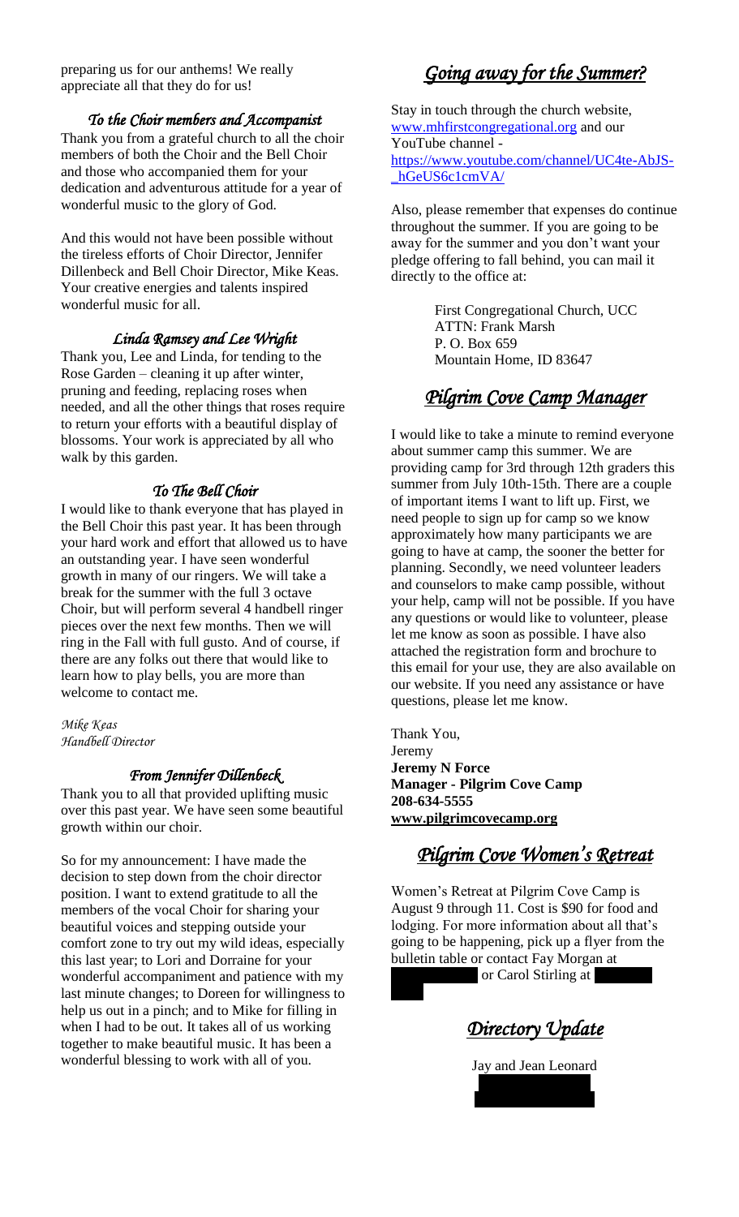preparing us for our anthems! We really appreciate all that they do for us!

### *To the Choir members and Accompanist*

Thank you from a grateful church to all the choir members of both the Choir and the Bell Choir and those who accompanied them for your dedication and adventurous attitude for a year of wonderful music to the glory of God.

And this would not have been possible without the tireless efforts of Choir Director, Jennifer Dillenbeck and Bell Choir Director, Mike Keas. Your creative energies and talents inspired wonderful music for all.

### *Linda Ramsey and Lee Wright*

Thank you, Lee and Linda, for tending to the Rose Garden – cleaning it up after winter, pruning and feeding, replacing roses when needed, and all the other things that roses require to return your efforts with a beautiful display of blossoms. Your work is appreciated by all who walk by this garden.

### *To The Bell Choir*

I would like to thank everyone that has played in the Bell Choir this past year. It has been through your hard work and effort that allowed us to have an outstanding year. I have seen wonderful growth in many of our ringers. We will take a break for the summer with the full 3 octave Choir, but will perform several 4 handbell ringer pieces over the next few months. Then we will ring in the Fall with full gusto. And of course, if there are any folks out there that would like to learn how to play bells, you are more than welcome to contact me.

*Mike Keas*
*Handbell Director*

### *From Jennifer Dillenbeck*

Thank you to all that provided uplifting music over this past year. We have seen some beautiful growth within our choir.

So for my announcement: I have made the decision to step down from the choir director position. I want to extend gratitude to all the members of the vocal Choir for sharing your beautiful voices and stepping outside your comfort zone to try out my wild ideas, especially this last year; to Lori and Dorraine for your wonderful accompaniment and patience with my last minute changes; to Doreen for willingness to help us out in a pinch; and to Mike for filling in when I had to be out. It takes all of us working together to make beautiful music. It has been a wonderful blessing to work with all of you.

## *Going away for the Summer?*

Stay in touch through the church website, www.mhfirstcongregational.org and our YouTube channel - https://www.youtube.com/channel/UC4te-AbJS-_hGeUS6c1cmVA/

Also, please remember that expenses do continue throughout the summer. If you are going to be away for the summer and you don't want your pledge offering to fall behind, you can mail it directly to the office at:

First Congregational Church, UCC
ATTN: Frank Marsh
P. O. Box 659
Mountain Home, ID 83647

## *Pilgrim Cove Camp Manager*

I would like to take a minute to remind everyone about summer camp this summer. We are providing camp for 3rd through 12th graders this summer from July 10th-15th. There are a couple of important items I want to lift up. First, we need people to sign up for camp so we know approximately how many participants we are going to have at camp, the sooner the better for planning. Secondly, we need volunteer leaders and counselors to make camp possible, without your help, camp will not be possible. If you have any questions or would like to volunteer, please let me know as soon as possible. I have also attached the registration form and brochure to this email for your use, they are also available on our website. If you need any assistance or have questions, please let me know.

Thank You,
Jeremy
**Jeremy N Force**
**Manager - Pilgrim Cove Camp**
**208-634-5555**
**www.pilgrimcovecamp.org**

## *Pilgrim Cove Women's Retreat*

Women's Retreat at Pilgrim Cove Camp is August 9 through 11. Cost is $90 for food and lodging. For more information about all that's going to be happening, pick up a flyer from the bulletin table or contact Fay Morgan at or Carol Stirling at

## *Directory Update*

Jay and Jean Leonard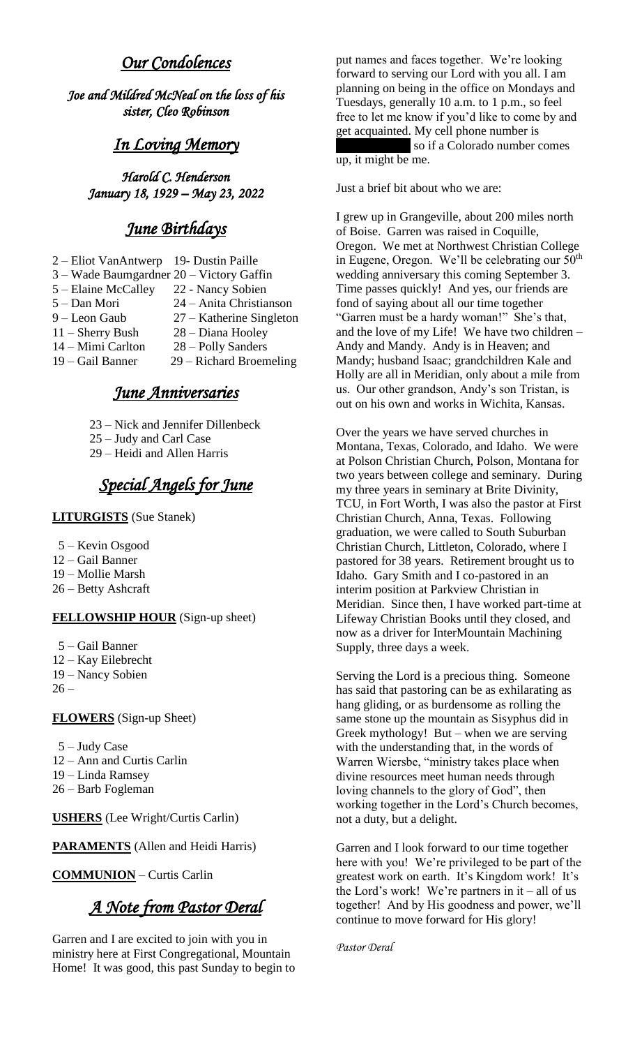## *Our Condolences*

*Joe and Mildred McNeal on the loss of his sister, Cleo Robinson*

## *In Loving Memory*

*Harold C. Henderson*
*January 18, 1929 – May 23, 2022*

## *June Birthdays*

2 – Eliot VanAntwerp
3 – Wade Baumgardner
5 – Elaine McCalley
5 – Dan Mori
9 – Leon Gaub
11 – Sherry Bush
14 – Mimi Carlton
19 – Gail Banner
19- Dustin Paille
20 – Victory Gaffin
22 - Nancy Sobien
24 – Anita Christianson
27 – Katherine Singleton
28 – Diana Hooley
28 – Polly Sanders
29 – Richard Broemeling

## *June Anniversaries*

23 – Nick and Jennifer Dillenbeck
25 – Judy and Carl Case
29 – Heidi and Allen Harris

## *Special Angels for June*

**LITURGISTS** (Sue Stanek)

5 – Kevin Osgood
12 – Gail Banner
19 – Mollie Marsh
26 – Betty Ashcraft

**FELLOWSHIP HOUR** (Sign-up sheet)

5 – Gail Banner
12 – Kay Eilebrecht
19 – Nancy Sobien
26 –

**FLOWERS** (Sign-up Sheet)

5 – Judy Case
12 – Ann and Curtis Carlin
19 – Linda Ramsey
26 – Barb Fogleman

**USHERS** (Lee Wright/Curtis Carlin)

**PARAMENTS** (Allen and Heidi Harris)

**COMMUNION** – Curtis Carlin

## *A Note from Pastor Deral*

Garren and I are excited to join with you in ministry here at First Congregational, Mountain Home! It was good, this past Sunday to begin to put names and faces together. We're looking forward to serving our Lord with you all. I am planning on being in the office on Mondays and Tuesdays, generally 10 a.m. to 1 p.m., so feel free to let me know if you'd like to come by and get acquainted. My cell phone number is [redacted] so if a Colorado number comes up, it might be me.

Just a brief bit about who we are:

I grew up in Grangeville, about 200 miles north of Boise. Garren was raised in Coquille, Oregon. We met at Northwest Christian College in Eugene, Oregon. We'll be celebrating our 50th wedding anniversary this coming September 3. Time passes quickly! And yes, our friends are fond of saying about all our time together "Garren must be a hardy woman!" She's that, and the love of my Life! We have two children – Andy and Mandy. Andy is in Heaven; and Mandy; husband Isaac; grandchildren Kale and Holly are all in Meridian, only about a mile from us. Our other grandson, Andy's son Tristan, is out on his own and works in Wichita, Kansas.

Over the years we have served churches in Montana, Texas, Colorado, and Idaho. We were at Polson Christian Church, Polson, Montana for two years between college and seminary. During my three years in seminary at Brite Divinity, TCU, in Fort Worth, I was also the pastor at First Christian Church, Anna, Texas. Following graduation, we were called to South Suburban Christian Church, Littleton, Colorado, where I pastored for 38 years. Retirement brought us to Idaho. Gary Smith and I co-pastored in an interim position at Parkview Christian in Meridian. Since then, I have worked part-time at Lifeway Christian Books until they closed, and now as a driver for InterMountain Machining Supply, three days a week.

Serving the Lord is a precious thing. Someone has said that pastoring can be as exhilarating as hang gliding, or as burdensome as rolling the same stone up the mountain as Sisyphus did in Greek mythology! But – when we are serving with the understanding that, in the words of Warren Wiersbe, "ministry takes place when divine resources meet human needs through loving channels to the glory of God", then working together in the Lord's Church becomes, not a duty, but a delight.

Garren and I look forward to our time together here with you! We're privileged to be part of the greatest work on earth. It's Kingdom work! It's the Lord's work! We're partners in it – all of us together! And by His goodness and power, we'll continue to move forward for His glory!

*Pastor Deral*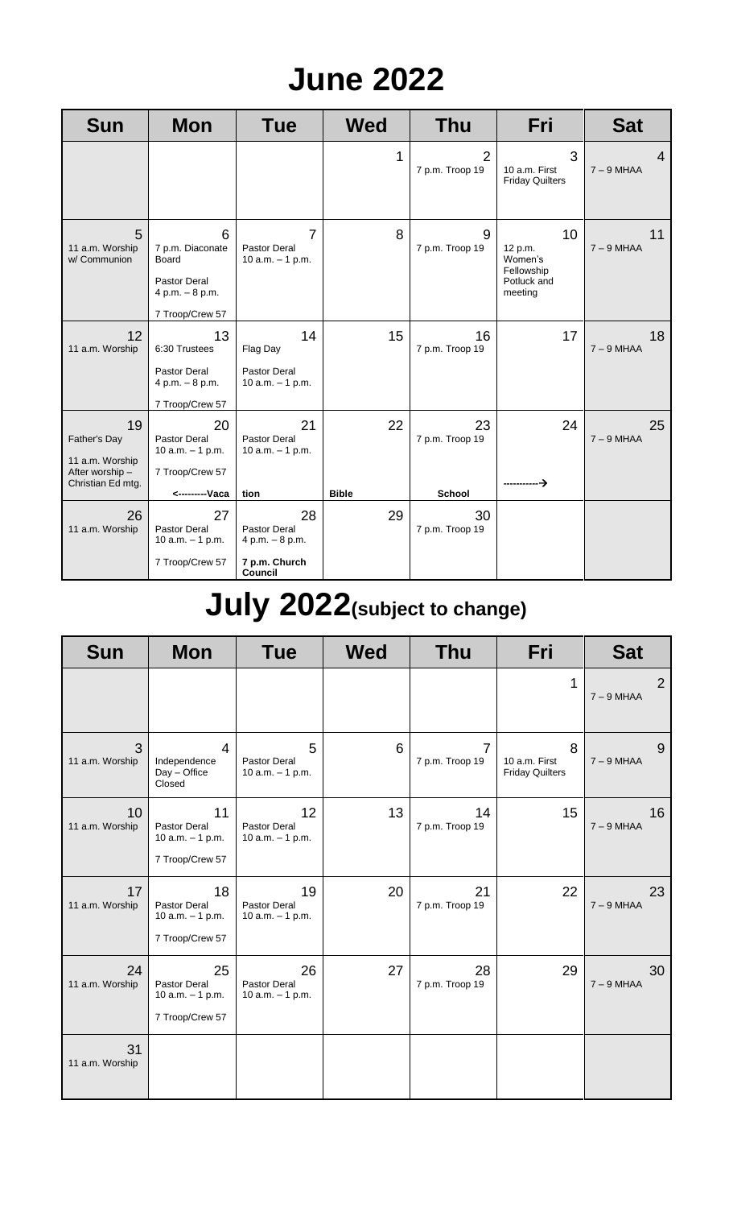# June 2022

| Sun | Mon | Tue | Wed | Thu | Fri | Sat |
|---|---|---|---|---|---|---|
| | | | 1 | 2<br>7 p.m. Troop 19 | 3<br>10 a.m. First Friday Quilters | 4<br>7 – 9 MHAA |
| 5<br>11 a.m. Worship w/ Communion | 6<br>7 p.m. Diaconate Board<br>Pastor Deral 4 p.m. – 8 p.m.<br>7 Troop/Crew 57 | 7<br>Pastor Deral 10 a.m. – 1 p.m. | 8 | 9<br>7 p.m. Troop 19 | 10<br>12 p.m. Women's Fellowship Potluck and meeting | 11<br>7 – 9 MHAA |
| 12<br>11 a.m. Worship | 13<br>6:30 Trustees<br>Pastor Deral 4 p.m. – 8 p.m.<br>7 Troop/Crew 57 | 14<br>Flag Day<br>Pastor Deral 10 a.m. – 1 p.m. | 15 | 16<br>7 p.m. Troop 19 | 17 | 18<br>7 – 9 MHAA |
| 19<br>Father's Day<br>11 a.m. Worship<br>After worship – Christian Ed mtg. | 20<br>Pastor Deral 10 a.m. – 1 p.m.<br>7 Troop/Crew 57<br>**<---------Vaca** | 21<br>Pastor Deral 10 a.m. – 1 p.m.<br>**tion** | 22<br>**Bible** | 23<br>7 p.m. Troop 19<br>**School** | 24<br>**----------→** | 25<br>7 – 9 MHAA |
| 26<br>11 a.m. Worship | 27<br>Pastor Deral 10 a.m. – 1 p.m.<br>7 Troop/Crew 57 | 28<br>Pastor Deral 4 p.m. – 8 p.m.<br>**7 p.m. Church Council** | 29 | 30<br>7 p.m. Troop 19 | | |

# July 2022 (subject to change)

| Sun | Mon | Tue | Wed | Thu | Fri | Sat |
|---|---|---|---|---|---|---|
| | | | | | 1 | 2<br>7 – 9 MHAA |
| 3<br>11 a.m. Worship | 4<br>Independence Day – Office Closed | 5<br>Pastor Deral 10 a.m. – 1 p.m. | 6 | 7<br>7 p.m. Troop 19 | 8<br>10 a.m. First Friday Quilters | 9<br>7 – 9 MHAA |
| 10<br>11 a.m. Worship | 11<br>Pastor Deral 10 a.m. – 1 p.m.<br>7 Troop/Crew 57 | 12<br>Pastor Deral 10 a.m. – 1 p.m. | 13 | 14<br>7 p.m. Troop 19 | 15 | 16<br>7 – 9 MHAA |
| 17<br>11 a.m. Worship | 18<br>Pastor Deral 10 a.m. – 1 p.m.<br>7 Troop/Crew 57 | 19<br>Pastor Deral 10 a.m. – 1 p.m. | 20 | 21<br>7 p.m. Troop 19 | 22 | 23<br>7 – 9 MHAA |
| 24<br>11 a.m. Worship | 25<br>Pastor Deral 10 a.m. – 1 p.m.<br>7 Troop/Crew 57 | 26<br>Pastor Deral 10 a.m. – 1 p.m. | 27 | 28<br>7 p.m. Troop 19 | 29 | 30<br>7 – 9 MHAA |
| 31<br>11 a.m. Worship | | | | | | |